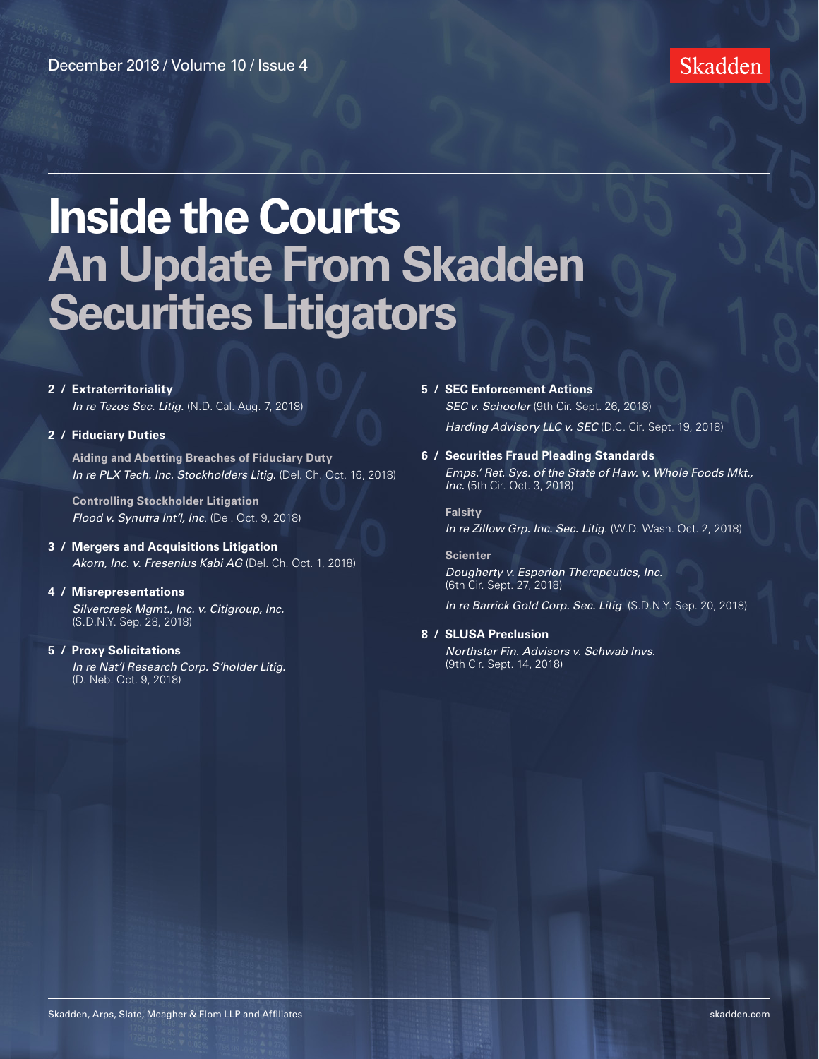December 2018 / Volume 10 / Issue 4

Skadden

# Inside the Courts
# An Update From Skadden Securities Litigators

**2 / Extraterritoriality**
*In re Tezos Sec. Litig.* (N.D. Cal. Aug. 7, 2018)

**2 / Fiduciary Duties**

**Aiding and Abetting Breaches of Fiduciary Duty**
*In re PLX Tech. Inc. Stockholders Litig.* (Del. Ch. Oct. 16, 2018)

**Controlling Stockholder Litigation**
*Flood v. Synutra Int'l, Inc.* (Del. Oct. 9, 2018)

**3 / Mergers and Acquisitions Litigation**
*Akorn, Inc. v. Fresenius Kabi AG* (Del. Ch. Oct. 1, 2018)

**4 / Misrepresentations**
*Silvercreek Mgmt., Inc. v. Citigroup, Inc.* (S.D.N.Y. Sep. 28, 2018)

**5 / Proxy Solicitations**
*In re Nat'l Research Corp. S'holder Litig.* (D. Neb. Oct. 9, 2018)

**5 / SEC Enforcement Actions**
*SEC v. Schooler* (9th Cir. Sept. 26, 2018)

*Harding Advisory LLC v. SEC* (D.C. Cir. Sept. 19, 2018)

**6 / Securities Fraud Pleading Standards**
*Emps.' Ret. Sys. of the State of Haw. v. Whole Foods Mkt., Inc.* (5th Cir. Oct. 3, 2018)

**Falsity**
*In re Zillow Grp. Inc. Sec. Litig.* (W.D. Wash. Oct. 2, 2018)

**Scienter**
*Dougherty v. Esperion Therapeutics, Inc.* (6th Cir. Sept. 27, 2018)

*In re Barrick Gold Corp. Sec. Litig.* (S.D.N.Y. Sep. 20, 2018)

**8 / SLUSA Preclusion**
*Northstar Fin. Advisors v. Schwab Invs.* (9th Cir. Sept. 14, 2018)

Skadden, Arps, Slate, Meagher & Flom LLP and Affiliates

skadden.com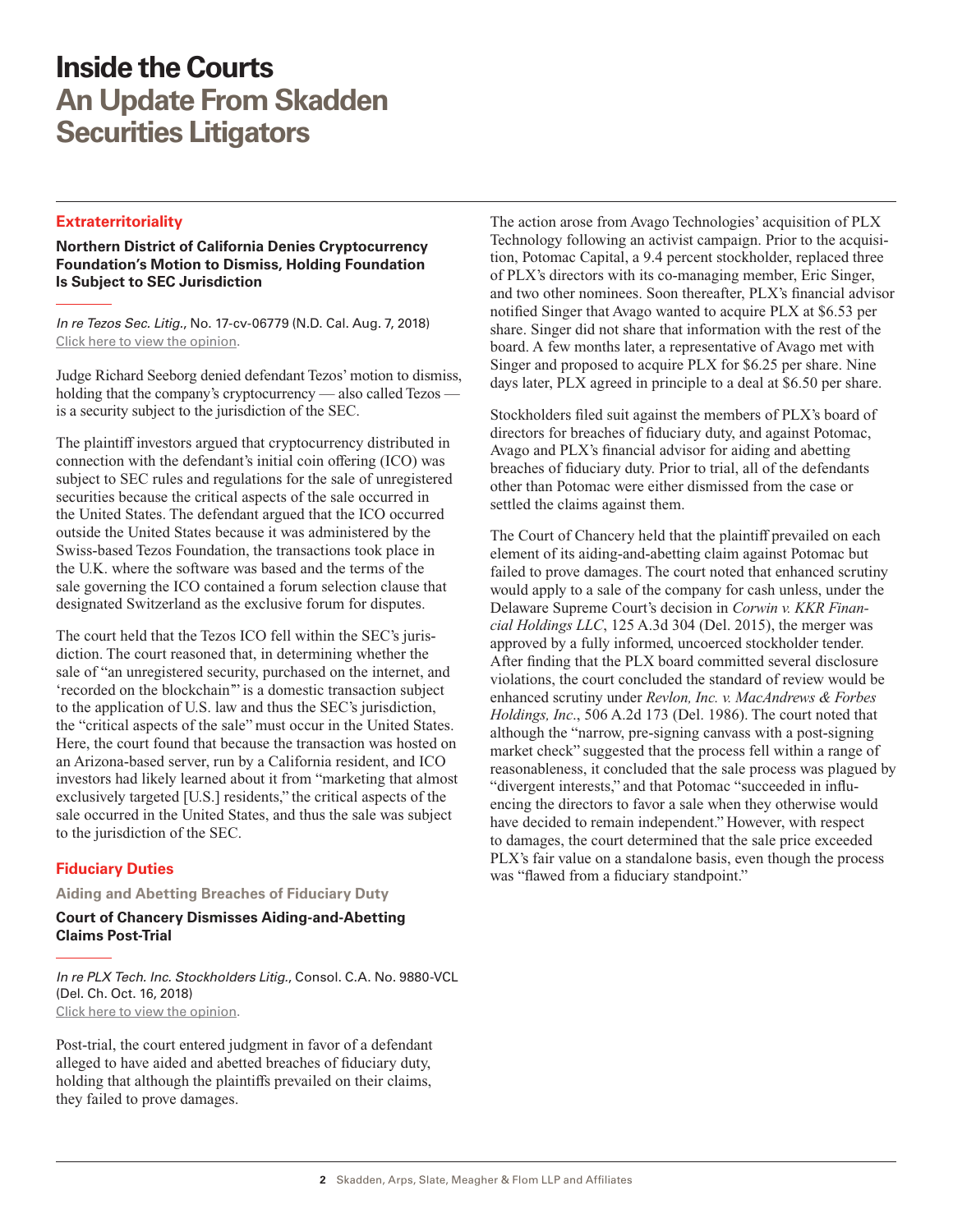# Inside the Courts
## An Update From Skadden Securities Litigators

### Extraterritoriality

**Northern District of California Denies Cryptocurrency Foundation's Motion to Dismiss, Holding Foundation Is Subject to SEC Jurisdiction**

*In re Tezos Sec. Litig.*, No. 17-cv-06779 (N.D. Cal. Aug. 7, 2018)
Click here to view the opinion.

Judge Richard Seeborg denied defendant Tezos' motion to dismiss, holding that the company's cryptocurrency — also called Tezos — is a security subject to the jurisdiction of the SEC.

The plaintiff investors argued that cryptocurrency distributed in connection with the defendant's initial coin offering (ICO) was subject to SEC rules and regulations for the sale of unregistered securities because the critical aspects of the sale occurred in the United States. The defendant argued that the ICO occurred outside the United States because it was administered by the Swiss-based Tezos Foundation, the transactions took place in the U.K. where the software was based and the terms of the sale governing the ICO contained a forum selection clause that designated Switzerland as the exclusive forum for disputes.

The court held that the Tezos ICO fell within the SEC's jurisdiction. The court reasoned that, in determining whether the sale of "an unregistered security, purchased on the internet, and 'recorded on the blockchain'" is a domestic transaction subject to the application of U.S. law and thus the SEC's jurisdiction, the "critical aspects of the sale" must occur in the United States. Here, the court found that because the transaction was hosted on an Arizona-based server, run by a California resident, and ICO investors had likely learned about it from "marketing that almost exclusively targeted [U.S.] residents," the critical aspects of the sale occurred in the United States, and thus the sale was subject to the jurisdiction of the SEC.

### Fiduciary Duties

#### Aiding and Abetting Breaches of Fiduciary Duty

**Court of Chancery Dismisses Aiding-and-Abetting Claims Post-Trial**

*In re PLX Tech. Inc. Stockholders Litig.*, Consol. C.A. No. 9880-VCL (Del. Ch. Oct. 16, 2018)
Click here to view the opinion.

Post-trial, the court entered judgment in favor of a defendant alleged to have aided and abetted breaches of fiduciary duty, holding that although the plaintiffs prevailed on their claims, they failed to prove damages.

The action arose from Avago Technologies' acquisition of PLX Technology following an activist campaign. Prior to the acquisition, Potomac Capital, a 9.4 percent stockholder, replaced three of PLX's directors with its co-managing member, Eric Singer, and two other nominees. Soon thereafter, PLX's financial advisor notified Singer that Avago wanted to acquire PLX at $6.53 per share. Singer did not share that information with the rest of the board. A few months later, a representative of Avago met with Singer and proposed to acquire PLX for $6.25 per share. Nine days later, PLX agreed in principle to a deal at $6.50 per share.

Stockholders filed suit against the members of PLX's board of directors for breaches of fiduciary duty, and against Potomac, Avago and PLX's financial advisor for aiding and abetting breaches of fiduciary duty. Prior to trial, all of the defendants other than Potomac were either dismissed from the case or settled the claims against them.

The Court of Chancery held that the plaintiff prevailed on each element of its aiding-and-abetting claim against Potomac but failed to prove damages. The court noted that enhanced scrutiny would apply to a sale of the company for cash unless, under the Delaware Supreme Court's decision in *Corwin v. KKR Financial Holdings LLC*, 125 A.3d 304 (Del. 2015), the merger was approved by a fully informed, uncoerced stockholder tender. After finding that the PLX board committed several disclosure violations, the court concluded the standard of review would be enhanced scrutiny under *Revlon, Inc. v. MacAndrews & Forbes Holdings, Inc*., 506 A.2d 173 (Del. 1986). The court noted that although the "narrow, pre-signing canvass with a post-signing market check" suggested that the process fell within a range of reasonableness, it concluded that the sale process was plagued by "divergent interests," and that Potomac "succeeded in influencing the directors to favor a sale when they otherwise would have decided to remain independent." However, with respect to damages, the court determined that the sale price exceeded PLX's fair value on a standalone basis, even though the process was "flawed from a fiduciary standpoint."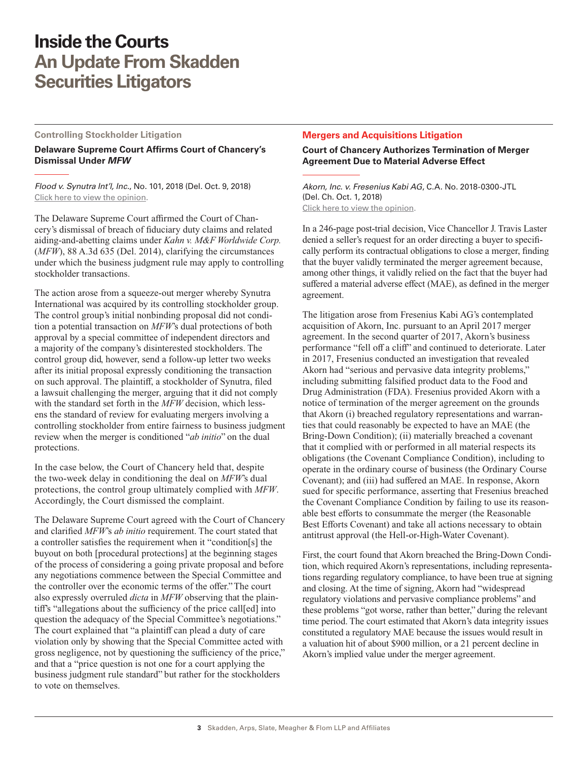# Inside the Courts
# An Update From Skadden Securities Litigators

## Controlling Stockholder Litigation

### Delaware Supreme Court Affirms Court of Chancery's Dismissal Under *MFW*

*Flood v. Synutra Int'l, Inc.*, No. 101, 2018 (Del. Oct. 9, 2018)
Click here to view the opinion.

The Delaware Supreme Court affirmed the Court of Chancery's dismissal of breach of fiduciary duty claims and related aiding-and-abetting claims under *Kahn v. M&F Worldwide Corp.* (*MFW*), 88 A.3d 635 (Del. 2014), clarifying the circumstances under which the business judgment rule may apply to controlling stockholder transactions.

The action arose from a squeeze-out merger whereby Synutra International was acquired by its controlling stockholder group. The control group's initial nonbinding proposal did not condition a potential transaction on *MFW*'s dual protections of both approval by a special committee of independent directors and a majority of the company's disinterested stockholders. The control group did, however, send a follow-up letter two weeks after its initial proposal expressly conditioning the transaction on such approval. The plaintiff, a stockholder of Synutra, filed a lawsuit challenging the merger, arguing that it did not comply with the standard set forth in the *MFW* decision, which lessens the standard of review for evaluating mergers involving a controlling stockholder from entire fairness to business judgment review when the merger is conditioned "*ab initio*" on the dual protections.

In the case below, the Court of Chancery held that, despite the two-week delay in conditioning the deal on *MFW*'s dual protections, the control group ultimately complied with *MFW*. Accordingly, the Court dismissed the complaint.

The Delaware Supreme Court agreed with the Court of Chancery and clarified *MFW*'s *ab initio* requirement. The court stated that a controller satisfies the requirement when it "condition[s] the buyout on both [procedural protections] at the beginning stages of the process of considering a going private proposal and before any negotiations commence between the Special Committee and the controller over the economic terms of the offer." The court also expressly overruled *dicta* in *MFW* observing that the plaintiff's "allegations about the sufficiency of the price call[ed] into question the adequacy of the Special Committee's negotiations." The court explained that "a plaintiff can plead a duty of care violation only by showing that the Special Committee acted with gross negligence, not by questioning the sufficiency of the price," and that a "price question is not one for a court applying the business judgment rule standard" but rather for the stockholders to vote on themselves.

## Mergers and Acquisitions Litigation

### Court of Chancery Authorizes Termination of Merger Agreement Due to Material Adverse Effect

*Akorn, Inc. v. Fresenius Kabi AG*, C.A. No. 2018-0300-JTL (Del. Ch. Oct. 1, 2018)
Click here to view the opinion.

In a 246-page post-trial decision, Vice Chancellor J. Travis Laster denied a seller's request for an order directing a buyer to specifically perform its contractual obligations to close a merger, finding that the buyer validly terminated the merger agreement because, among other things, it validly relied on the fact that the buyer had suffered a material adverse effect (MAE), as defined in the merger agreement.

The litigation arose from Fresenius Kabi AG's contemplated acquisition of Akorn, Inc. pursuant to an April 2017 merger agreement. In the second quarter of 2017, Akorn's business performance "fell off a cliff" and continued to deteriorate. Later in 2017, Fresenius conducted an investigation that revealed Akorn had "serious and pervasive data integrity problems," including submitting falsified product data to the Food and Drug Administration (FDA). Fresenius provided Akorn with a notice of termination of the merger agreement on the grounds that Akorn (i) breached regulatory representations and warranties that could reasonably be expected to have an MAE (the Bring-Down Condition); (ii) materially breached a covenant that it complied with or performed in all material respects its obligations (the Covenant Compliance Condition), including to operate in the ordinary course of business (the Ordinary Course Covenant); and (iii) had suffered an MAE. In response, Akorn sued for specific performance, asserting that Fresenius breached the Covenant Compliance Condition by failing to use its reasonable best efforts to consummate the merger (the Reasonable Best Efforts Covenant) and take all actions necessary to obtain antitrust approval (the Hell-or-High-Water Covenant).

First, the court found that Akorn breached the Bring-Down Condition, which required Akorn's representations, including representations regarding regulatory compliance, to have been true at signing and closing. At the time of signing, Akorn had "widespread regulatory violations and pervasive compliance problems" and these problems "got worse, rather than better," during the relevant time period. The court estimated that Akorn's data integrity issues constituted a regulatory MAE because the issues would result in a valuation hit of about $900 million, or a 21 percent decline in Akorn's implied value under the merger agreement.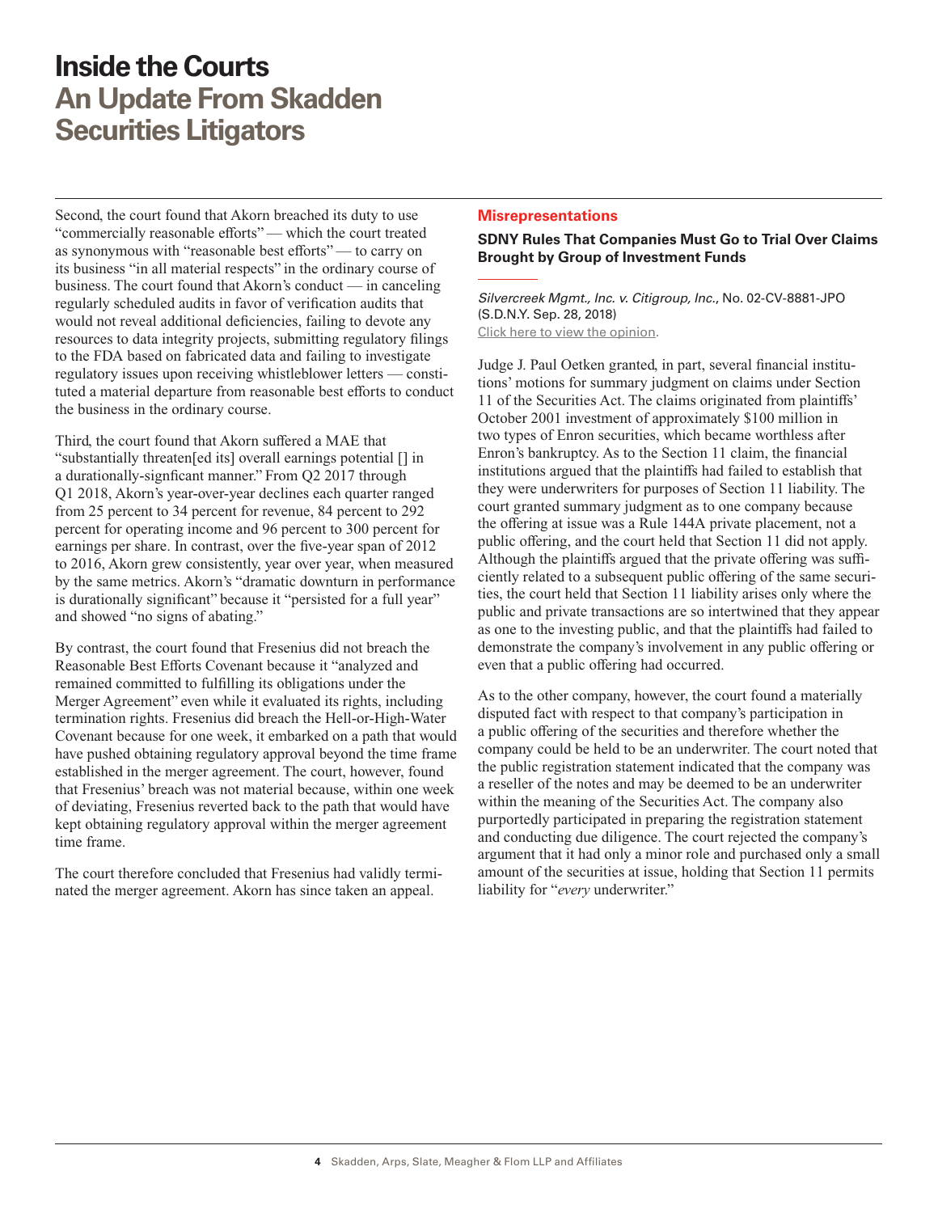Second, the court found that Akorn breached its duty to use "commercially reasonable efforts" — which the court treated as synonymous with "reasonable best efforts" — to carry on its business "in all material respects" in the ordinary course of business. The court found that Akorn's conduct — in canceling regularly scheduled audits in favor of verification audits that would not reveal additional deficiencies, failing to devote any resources to data integrity projects, submitting regulatory filings to the FDA based on fabricated data and failing to investigate regulatory issues upon receiving whistleblower letters — constituted a material departure from reasonable best efforts to conduct the business in the ordinary course.

Third, the court found that Akorn suffered a MAE that "substantially threaten[ed its] overall earnings potential [] in a durationally-signficant manner." From Q2 2017 through Q1 2018, Akorn's year-over-year declines each quarter ranged from 25 percent to 34 percent for revenue, 84 percent to 292 percent for operating income and 96 percent to 300 percent for earnings per share. In contrast, over the five-year span of 2012 to 2016, Akorn grew consistently, year over year, when measured by the same metrics. Akorn's "dramatic downturn in performance is durationally significant" because it "persisted for a full year" and showed "no signs of abating."

By contrast, the court found that Fresenius did not breach the Reasonable Best Efforts Covenant because it "analyzed and remained committed to fulfilling its obligations under the Merger Agreement" even while it evaluated its rights, including termination rights. Fresenius did breach the Hell-or-High-Water Covenant because for one week, it embarked on a path that would have pushed obtaining regulatory approval beyond the time frame established in the merger agreement. The court, however, found that Fresenius' breach was not material because, within one week of deviating, Fresenius reverted back to the path that would have kept obtaining regulatory approval within the merger agreement time frame.

The court therefore concluded that Fresenius had validly terminated the merger agreement. Akorn has since taken an appeal.

## Misrepresentations

### SDNY Rules That Companies Must Go to Trial Over Claims Brought by Group of Investment Funds

*Silvercreek Mgmt., Inc. v. Citigroup, Inc.*, No. 02-CV-8881-JPO (S.D.N.Y. Sep. 28, 2018)
Click here to view the opinion.

Judge J. Paul Oetken granted, in part, several financial institutions' motions for summary judgment on claims under Section 11 of the Securities Act. The claims originated from plaintiffs' October 2001 investment of approximately $100 million in two types of Enron securities, which became worthless after Enron's bankruptcy. As to the Section 11 claim, the financial institutions argued that the plaintiffs had failed to establish that they were underwriters for purposes of Section 11 liability. The court granted summary judgment as to one company because the offering at issue was a Rule 144A private placement, not a public offering, and the court held that Section 11 did not apply. Although the plaintiffs argued that the private offering was sufficiently related to a subsequent public offering of the same securities, the court held that Section 11 liability arises only where the public and private transactions are so intertwined that they appear as one to the investing public, and that the plaintiffs had failed to demonstrate the company's involvement in any public offering or even that a public offering had occurred.

As to the other company, however, the court found a materially disputed fact with respect to that company's participation in a public offering of the securities and therefore whether the company could be held to be an underwriter. The court noted that the public registration statement indicated that the company was a reseller of the notes and may be deemed to be an underwriter within the meaning of the Securities Act. The company also purportedly participated in preparing the registration statement and conducting due diligence. The court rejected the company's argument that it had only a minor role and purchased only a small amount of the securities at issue, holding that Section 11 permits liability for "*every* underwriter."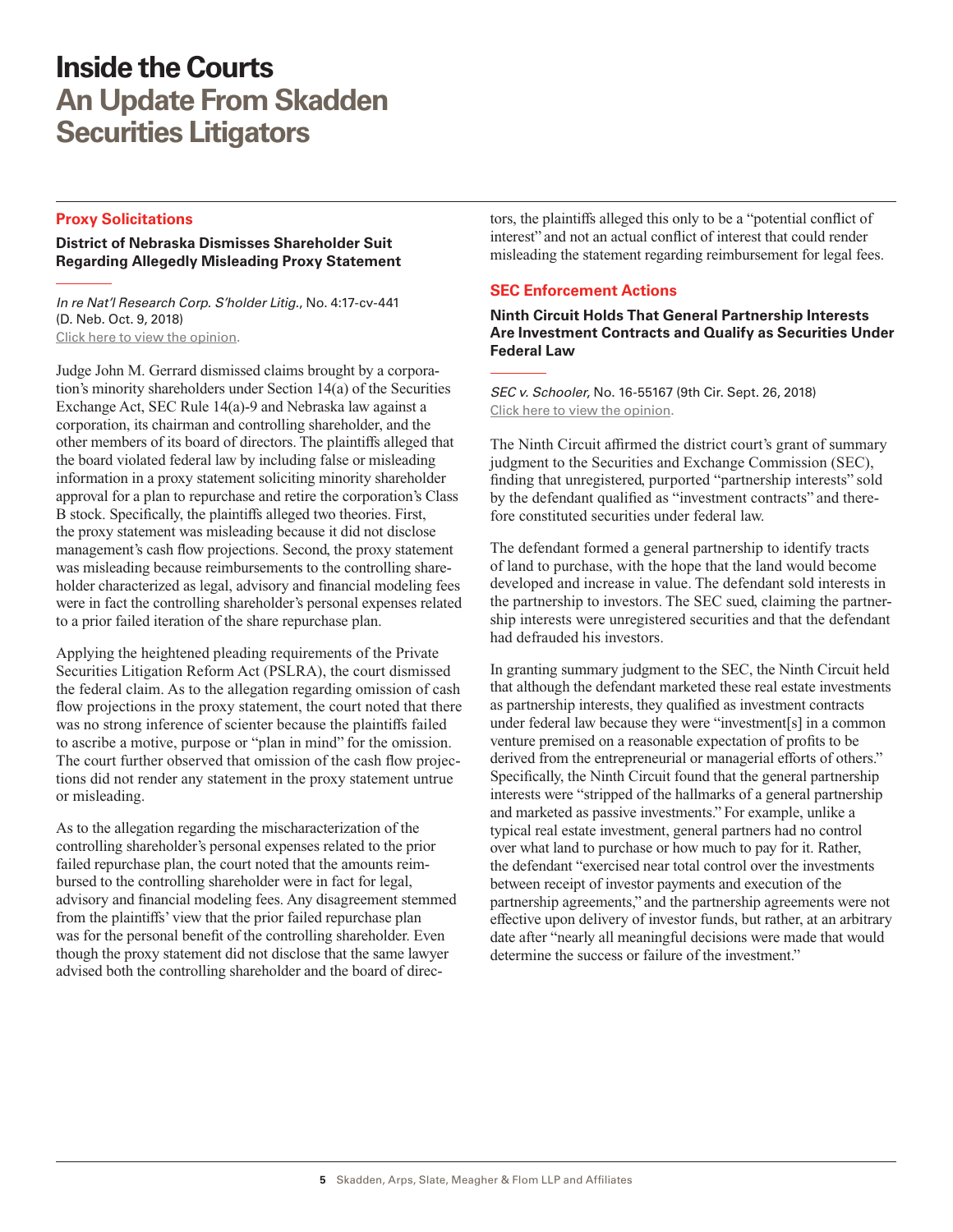# Inside the Courts
# An Update From Skadden Securities Litigators

## Proxy Solicitations

### District of Nebraska Dismisses Shareholder Suit Regarding Allegedly Misleading Proxy Statement

*In re Nat'l Research Corp. S'holder Litig.*, No. 4:17-cv-441 (D. Neb. Oct. 9, 2018)
Click here to view the opinion.

Judge John M. Gerrard dismissed claims brought by a corporation's minority shareholders under Section 14(a) of the Securities Exchange Act, SEC Rule 14(a)-9 and Nebraska law against a corporation, its chairman and controlling shareholder, and the other members of its board of directors. The plaintiffs alleged that the board violated federal law by including false or misleading information in a proxy statement soliciting minority shareholder approval for a plan to repurchase and retire the corporation's Class B stock. Specifically, the plaintiffs alleged two theories. First, the proxy statement was misleading because it did not disclose management's cash flow projections. Second, the proxy statement was misleading because reimbursements to the controlling shareholder characterized as legal, advisory and financial modeling fees were in fact the controlling shareholder's personal expenses related to a prior failed iteration of the share repurchase plan.

Applying the heightened pleading requirements of the Private Securities Litigation Reform Act (PSLRA), the court dismissed the federal claim. As to the allegation regarding omission of cash flow projections in the proxy statement, the court noted that there was no strong inference of scienter because the plaintiffs failed to ascribe a motive, purpose or "plan in mind" for the omission. The court further observed that omission of the cash flow projections did not render any statement in the proxy statement untrue or misleading.

As to the allegation regarding the mischaracterization of the controlling shareholder's personal expenses related to the prior failed repurchase plan, the court noted that the amounts reimbursed to the controlling shareholder were in fact for legal, advisory and financial modeling fees. Any disagreement stemmed from the plaintiffs' view that the prior failed repurchase plan was for the personal benefit of the controlling shareholder. Even though the proxy statement did not disclose that the same lawyer advised both the controlling shareholder and the board of directors, the plaintiffs alleged this only to be a "potential conflict of interest" and not an actual conflict of interest that could render misleading the statement regarding reimbursement for legal fees.

## SEC Enforcement Actions

### Ninth Circuit Holds That General Partnership Interests Are Investment Contracts and Qualify as Securities Under Federal Law

*SEC v. Schooler*, No. 16-55167 (9th Cir. Sept. 26, 2018)
Click here to view the opinion.

The Ninth Circuit affirmed the district court's grant of summary judgment to the Securities and Exchange Commission (SEC), finding that unregistered, purported "partnership interests" sold by the defendant qualified as "investment contracts" and therefore constituted securities under federal law.

The defendant formed a general partnership to identify tracts of land to purchase, with the hope that the land would become developed and increase in value. The defendant sold interests in the partnership to investors. The SEC sued, claiming the partnership interests were unregistered securities and that the defendant had defrauded his investors.

In granting summary judgment to the SEC, the Ninth Circuit held that although the defendant marketed these real estate investments as partnership interests, they qualified as investment contracts under federal law because they were "investment[s] in a common venture premised on a reasonable expectation of profits to be derived from the entrepreneurial or managerial efforts of others." Specifically, the Ninth Circuit found that the general partnership interests were "stripped of the hallmarks of a general partnership and marketed as passive investments." For example, unlike a typical real estate investment, general partners had no control over what land to purchase or how much to pay for it. Rather, the defendant "exercised near total control over the investments between receipt of investor payments and execution of the partnership agreements," and the partnership agreements were not effective upon delivery of investor funds, but rather, at an arbitrary date after "nearly all meaningful decisions were made that would determine the success or failure of the investment."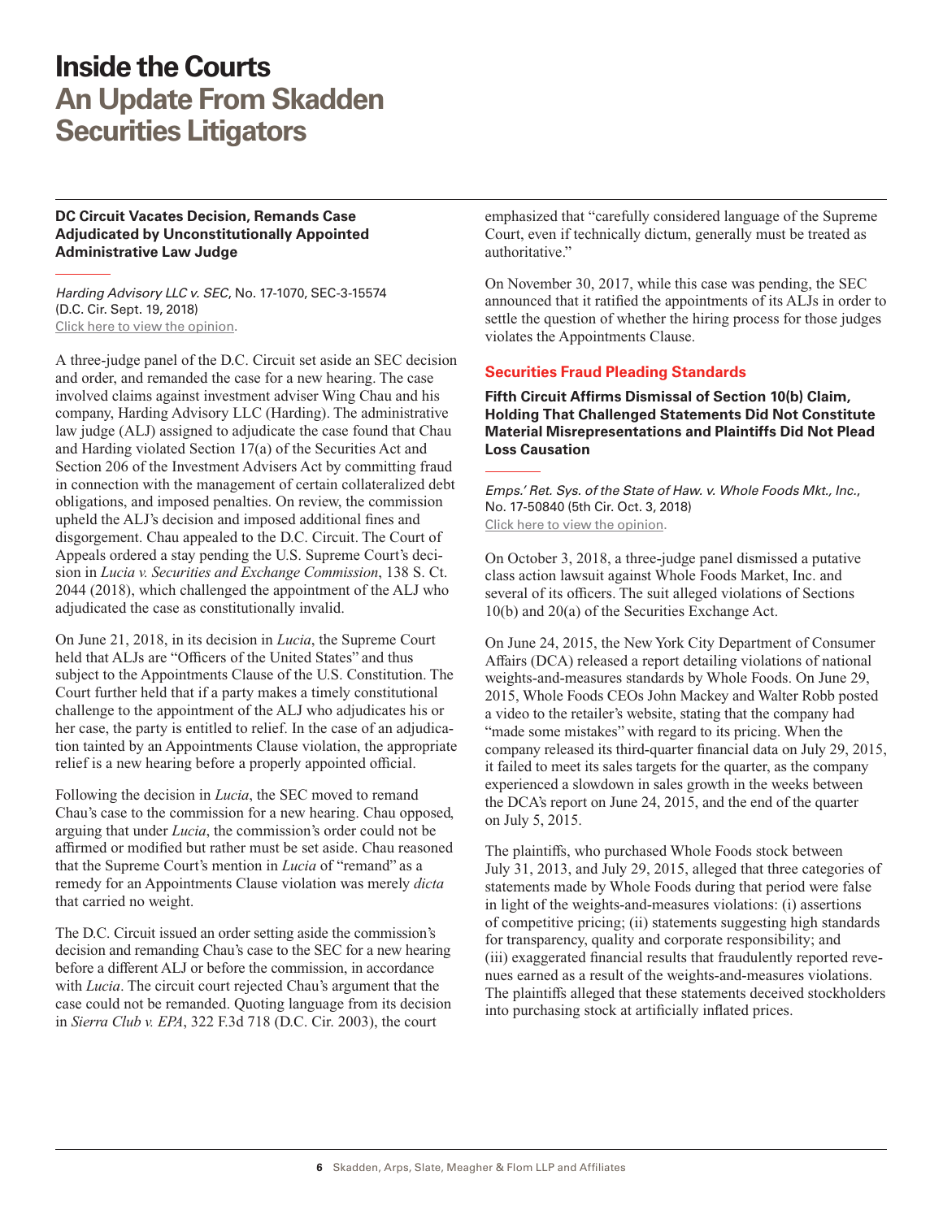# Inside the Courts
# An Update From Skadden Securities Litigators

### DC Circuit Vacates Decision, Remands Case Adjudicated by Unconstitutionally Appointed Administrative Law Judge

*Harding Advisory LLC v. SEC*, No. 17-1070, SEC-3-15574 (D.C. Cir. Sept. 19, 2018)
Click here to view the opinion.

A three-judge panel of the D.C. Circuit set aside an SEC decision and order, and remanded the case for a new hearing. The case involved claims against investment adviser Wing Chau and his company, Harding Advisory LLC (Harding). The administrative law judge (ALJ) assigned to adjudicate the case found that Chau and Harding violated Section 17(a) of the Securities Act and Section 206 of the Investment Advisers Act by committing fraud in connection with the management of certain collateralized debt obligations, and imposed penalties. On review, the commission upheld the ALJ's decision and imposed additional fines and disgorgement. Chau appealed to the D.C. Circuit. The Court of Appeals ordered a stay pending the U.S. Supreme Court's decision in *Lucia v. Securities and Exchange Commission*, 138 S. Ct. 2044 (2018), which challenged the appointment of the ALJ who adjudicated the case as constitutionally invalid.

On June 21, 2018, in its decision in *Lucia*, the Supreme Court held that ALJs are "Officers of the United States" and thus subject to the Appointments Clause of the U.S. Constitution. The Court further held that if a party makes a timely constitutional challenge to the appointment of the ALJ who adjudicates his or her case, the party is entitled to relief. In the case of an adjudication tainted by an Appointments Clause violation, the appropriate relief is a new hearing before a properly appointed official.

Following the decision in *Lucia*, the SEC moved to remand Chau's case to the commission for a new hearing. Chau opposed, arguing that under *Lucia*, the commission's order could not be affirmed or modified but rather must be set aside. Chau reasoned that the Supreme Court's mention in *Lucia* of "remand" as a remedy for an Appointments Clause violation was merely *dicta* that carried no weight.

The D.C. Circuit issued an order setting aside the commission's decision and remanding Chau's case to the SEC for a new hearing before a different ALJ or before the commission, in accordance with *Lucia*. The circuit court rejected Chau's argument that the case could not be remanded. Quoting language from its decision in *Sierra Club v. EPA*, 322 F.3d 718 (D.C. Cir. 2003), the court emphasized that "carefully considered language of the Supreme Court, even if technically dictum, generally must be treated as authoritative."

On November 30, 2017, while this case was pending, the SEC announced that it ratified the appointments of its ALJs in order to settle the question of whether the hiring process for those judges violates the Appointments Clause.

## Securities Fraud Pleading Standards

### Fifth Circuit Affirms Dismissal of Section 10(b) Claim, Holding That Challenged Statements Did Not Constitute Material Misrepresentations and Plaintiffs Did Not Plead Loss Causation

*Emps.' Ret. Sys. of the State of Haw. v. Whole Foods Mkt., Inc.*, No. 17-50840 (5th Cir. Oct. 3, 2018)
Click here to view the opinion.

On October 3, 2018, a three-judge panel dismissed a putative class action lawsuit against Whole Foods Market, Inc. and several of its officers. The suit alleged violations of Sections 10(b) and 20(a) of the Securities Exchange Act.

On June 24, 2015, the New York City Department of Consumer Affairs (DCA) released a report detailing violations of national weights-and-measures standards by Whole Foods. On June 29, 2015, Whole Foods CEOs John Mackey and Walter Robb posted a video to the retailer's website, stating that the company had "made some mistakes" with regard to its pricing. When the company released its third-quarter financial data on July 29, 2015, it failed to meet its sales targets for the quarter, as the company experienced a slowdown in sales growth in the weeks between the DCA's report on June 24, 2015, and the end of the quarter on July 5, 2015.

The plaintiffs, who purchased Whole Foods stock between July 31, 2013, and July 29, 2015, alleged that three categories of statements made by Whole Foods during that period were false in light of the weights-and-measures violations: (i) assertions of competitive pricing; (ii) statements suggesting high standards for transparency, quality and corporate responsibility; and (iii) exaggerated financial results that fraudulently reported revenues earned as a result of the weights-and-measures violations. The plaintiffs alleged that these statements deceived stockholders into purchasing stock at artificially inflated prices.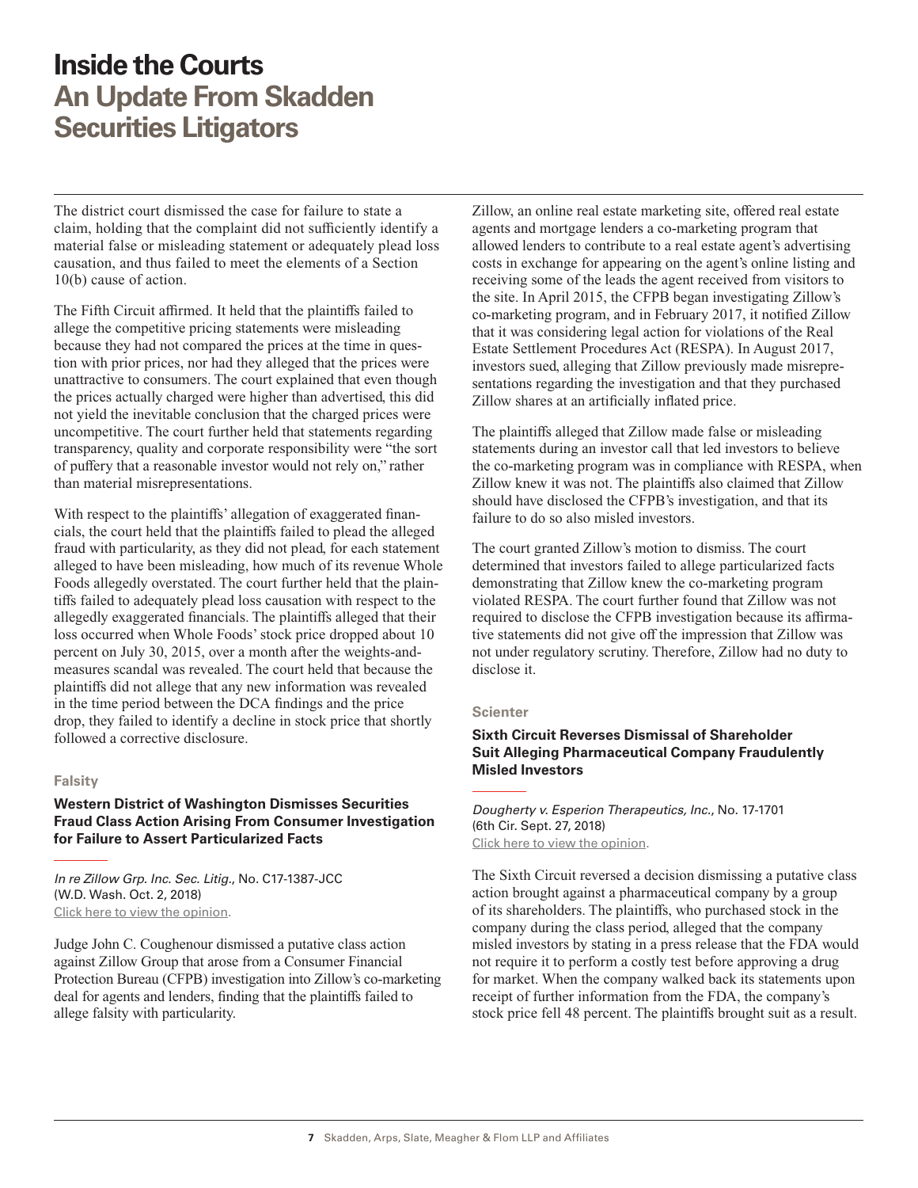The district court dismissed the case for failure to state a claim, holding that the complaint did not sufficiently identify a material false or misleading statement or adequately plead loss causation, and thus failed to meet the elements of a Section 10(b) cause of action.

The Fifth Circuit affirmed. It held that the plaintiffs failed to allege the competitive pricing statements were misleading because they had not compared the prices at the time in question with prior prices, nor had they alleged that the prices were unattractive to consumers. The court explained that even though the prices actually charged were higher than advertised, this did not yield the inevitable conclusion that the charged prices were uncompetitive. The court further held that statements regarding transparency, quality and corporate responsibility were "the sort of puffery that a reasonable investor would not rely on," rather than material misrepresentations.

With respect to the plaintiffs' allegation of exaggerated financials, the court held that the plaintiffs failed to plead the alleged fraud with particularity, as they did not plead, for each statement alleged to have been misleading, how much of its revenue Whole Foods allegedly overstated. The court further held that the plaintiffs failed to adequately plead loss causation with respect to the allegedly exaggerated financials. The plaintiffs alleged that their loss occurred when Whole Foods' stock price dropped about 10 percent on July 30, 2015, over a month after the weights-and-measures scandal was revealed. The court held that because the plaintiffs did not allege that any new information was revealed in the time period between the DCA findings and the price drop, they failed to identify a decline in stock price that shortly followed a corrective disclosure.

## Falsity

### Western District of Washington Dismisses Securities Fraud Class Action Arising From Consumer Investigation for Failure to Assert Particularized Facts

*In re Zillow Grp. Inc. Sec. Litig.*, No. C17-1387-JCC (W.D. Wash. Oct. 2, 2018)
Click here to view the opinion.

Judge John C. Coughenour dismissed a putative class action against Zillow Group that arose from a Consumer Financial Protection Bureau (CFPB) investigation into Zillow's co-marketing deal for agents and lenders, finding that the plaintiffs failed to allege falsity with particularity.

Zillow, an online real estate marketing site, offered real estate agents and mortgage lenders a co-marketing program that allowed lenders to contribute to a real estate agent's advertising costs in exchange for appearing on the agent's online listing and receiving some of the leads the agent received from visitors to the site. In April 2015, the CFPB began investigating Zillow's co-marketing program, and in February 2017, it notified Zillow that it was considering legal action for violations of the Real Estate Settlement Procedures Act (RESPA). In August 2017, investors sued, alleging that Zillow previously made misrepresentations regarding the investigation and that they purchased Zillow shares at an artificially inflated price.

The plaintiffs alleged that Zillow made false or misleading statements during an investor call that led investors to believe the co-marketing program was in compliance with RESPA, when Zillow knew it was not. The plaintiffs also claimed that Zillow should have disclosed the CFPB's investigation, and that its failure to do so also misled investors.

The court granted Zillow's motion to dismiss. The court determined that investors failed to allege particularized facts demonstrating that Zillow knew the co-marketing program violated RESPA. The court further found that Zillow was not required to disclose the CFPB investigation because its affirmative statements did not give off the impression that Zillow was not under regulatory scrutiny. Therefore, Zillow had no duty to disclose it.

## Scienter

### Sixth Circuit Reverses Dismissal of Shareholder Suit Alleging Pharmaceutical Company Fraudulently Misled Investors

*Dougherty v. Esperion Therapeutics, Inc.*, No. 17-1701 (6th Cir. Sept. 27, 2018)
Click here to view the opinion.

The Sixth Circuit reversed a decision dismissing a putative class action brought against a pharmaceutical company by a group of its shareholders. The plaintiffs, who purchased stock in the company during the class period, alleged that the company misled investors by stating in a press release that the FDA would not require it to perform a costly test before approving a drug for market. When the company walked back its statements upon receipt of further information from the FDA, the company's stock price fell 48 percent. The plaintiffs brought suit as a result.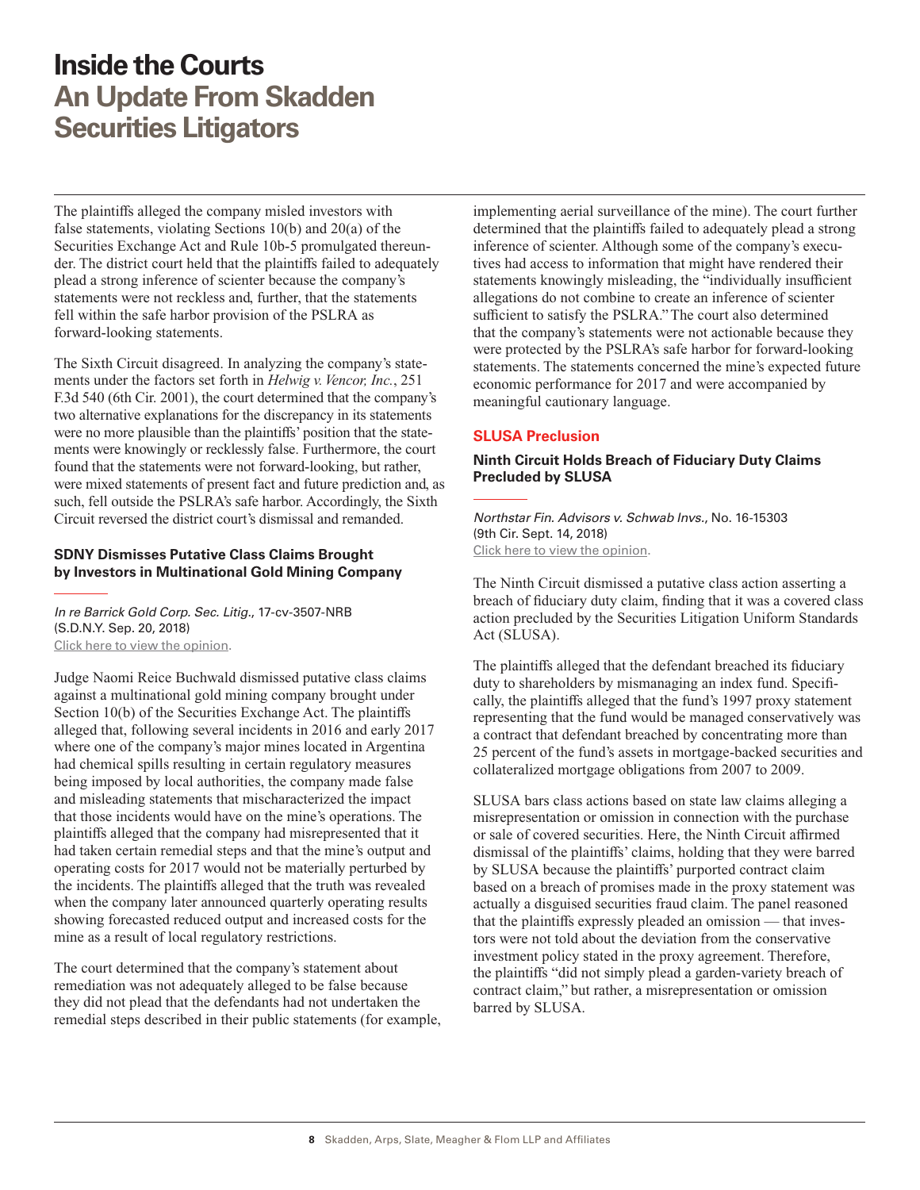The plaintiffs alleged the company misled investors with false statements, violating Sections 10(b) and 20(a) of the Securities Exchange Act and Rule 10b-5 promulgated thereunder. The district court held that the plaintiffs failed to adequately plead a strong inference of scienter because the company's statements were not reckless and, further, that the statements fell within the safe harbor provision of the PSLRA as forward-looking statements.

The Sixth Circuit disagreed. In analyzing the company's statements under the factors set forth in *Helwig v. Vencor, Inc.*, 251 F.3d 540 (6th Cir. 2001), the court determined that the company's two alternative explanations for the discrepancy in its statements were no more plausible than the plaintiffs' position that the statements were knowingly or recklessly false. Furthermore, the court found that the statements were not forward-looking, but rather, were mixed statements of present fact and future prediction and, as such, fell outside the PSLRA's safe harbor. Accordingly, the Sixth Circuit reversed the district court's dismissal and remanded.

### SDNY Dismisses Putative Class Claims Brought by Investors in Multinational Gold Mining Company

*In re Barrick Gold Corp. Sec. Litig.*, 17-cv-3507-NRB (S.D.N.Y. Sep. 20, 2018)
Click here to view the opinion.

Judge Naomi Reice Buchwald dismissed putative class claims against a multinational gold mining company brought under Section 10(b) of the Securities Exchange Act. The plaintiffs alleged that, following several incidents in 2016 and early 2017 where one of the company's major mines located in Argentina had chemical spills resulting in certain regulatory measures being imposed by local authorities, the company made false and misleading statements that mischaracterized the impact that those incidents would have on the mine's operations. The plaintiffs alleged that the company had misrepresented that it had taken certain remedial steps and that the mine's output and operating costs for 2017 would not be materially perturbed by the incidents. The plaintiffs alleged that the truth was revealed when the company later announced quarterly operating results showing forecasted reduced output and increased costs for the mine as a result of local regulatory restrictions.

The court determined that the company's statement about remediation was not adequately alleged to be false because they did not plead that the defendants had not undertaken the remedial steps described in their public statements (for example, implementing aerial surveillance of the mine). The court further determined that the plaintiffs failed to adequately plead a strong inference of scienter. Although some of the company's executives had access to information that might have rendered their statements knowingly misleading, the "individually insufficient allegations do not combine to create an inference of scienter sufficient to satisfy the PSLRA." The court also determined that the company's statements were not actionable because they were protected by the PSLRA's safe harbor for forward-looking statements. The statements concerned the mine's expected future economic performance for 2017 and were accompanied by meaningful cautionary language.

## SLUSA Preclusion

### Ninth Circuit Holds Breach of Fiduciary Duty Claims Precluded by SLUSA

*Northstar Fin. Advisors v. Schwab Invs.*, No. 16-15303 (9th Cir. Sept. 14, 2018)
Click here to view the opinion.

The Ninth Circuit dismissed a putative class action asserting a breach of fiduciary duty claim, finding that it was a covered class action precluded by the Securities Litigation Uniform Standards Act (SLUSA).

The plaintiffs alleged that the defendant breached its fiduciary duty to shareholders by mismanaging an index fund. Specifically, the plaintiffs alleged that the fund's 1997 proxy statement representing that the fund would be managed conservatively was a contract that defendant breached by concentrating more than 25 percent of the fund's assets in mortgage-backed securities and collateralized mortgage obligations from 2007 to 2009.

SLUSA bars class actions based on state law claims alleging a misrepresentation or omission in connection with the purchase or sale of covered securities. Here, the Ninth Circuit affirmed dismissal of the plaintiffs' claims, holding that they were barred by SLUSA because the plaintiffs' purported contract claim based on a breach of promises made in the proxy statement was actually a disguised securities fraud claim. The panel reasoned that the plaintiffs expressly pleaded an omission — that investors were not told about the deviation from the conservative investment policy stated in the proxy agreement. Therefore, the plaintiffs "did not simply plead a garden-variety breach of contract claim," but rather, a misrepresentation or omission barred by SLUSA.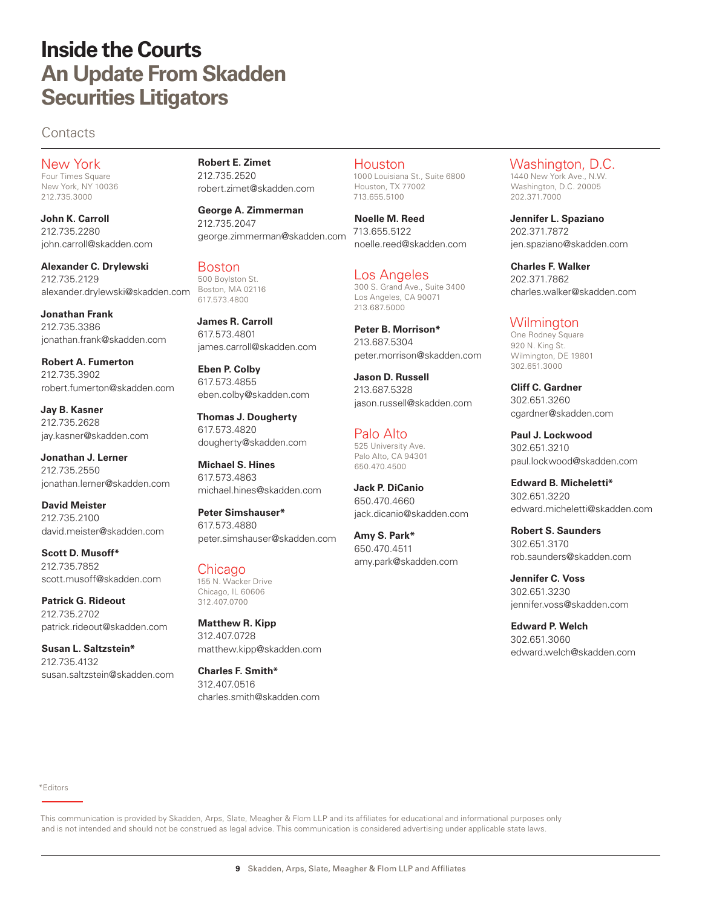# Inside the Courts
## An Update From Skadden Securities Litigators

### Contacts

#### New York
Four Times Square
New York, NY 10036
212.735.3000

**John K. Carroll**
212.735.2280
john.carroll@skadden.com

**Alexander C. Drylewski**
212.735.2129
alexander.drylewski@skadden.com

**Jonathan Frank**
212.735.3386
jonathan.frank@skadden.com

**Robert A. Fumerton**
212.735.3902
robert.fumerton@skadden.com

**Jay B. Kasner**
212.735.2628
jay.kasner@skadden.com

**Jonathan J. Lerner**
212.735.2550
jonathan.lerner@skadden.com

**David Meister**
212.735.2100
david.meister@skadden.com

**Scott D. Musoff***
212.735.7852
scott.musoff@skadden.com

**Patrick G. Rideout**
212.735.2702
patrick.rideout@skadden.com

**Susan L. Saltzstein***
212.735.4132
susan.saltzstein@skadden.com

**Robert E. Zimet**
212.735.2520
robert.zimet@skadden.com

**George A. Zimmerman**
212.735.2047
george.zimmerman@skadden.com

#### Boston
500 Boylston St.
Boston, MA 02116
617.573.4800

**James R. Carroll**
617.573.4801
james.carroll@skadden.com

**Eben P. Colby**
617.573.4855
eben.colby@skadden.com

**Thomas J. Dougherty**
617.573.4820
dougherty@skadden.com

**Michael S. Hines**
617.573.4863
michael.hines@skadden.com

**Peter Simshauser***
617.573.4880
peter.simshauser@skadden.com

#### Chicago
155 N. Wacker Drive
Chicago, IL 60606
312.407.0700

**Matthew R. Kipp**
312.407.0728
matthew.kipp@skadden.com

**Charles F. Smith***
312.407.0516
charles.smith@skadden.com

#### Houston
1000 Louisiana St., Suite 6800
Houston, TX 77002
713.655.5100

**Noelle M. Reed**
713.655.5122
noelle.reed@skadden.com

#### Los Angeles
300 S. Grand Ave., Suite 3400
Los Angeles, CA 90071
213.687.5000

**Peter B. Morrison***
213.687.5304
peter.morrison@skadden.com

**Jason D. Russell**
213.687.5328
jason.russell@skadden.com

#### Palo Alto
525 University Ave.
Palo Alto, CA 94301
650.470.4500

**Jack P. DiCanio**
650.470.4660
jack.dicanio@skadden.com

**Amy S. Park***
650.470.4511
amy.park@skadden.com

#### Washington, D.C.
1440 New York Ave., N.W.
Washington, D.C. 20005
202.371.7000

**Jennifer L. Spaziano**
202.371.7872
jen.spaziano@skadden.com

**Charles F. Walker**
202.371.7862
charles.walker@skadden.com

#### Wilmington
One Rodney Square
920 N. King St.
Wilmington, DE 19801
302.651.3000

**Cliff C. Gardner**
302.651.3260
cgardner@skadden.com

**Paul J. Lockwood**
302.651.3210
paul.lockwood@skadden.com

**Edward B. Micheletti***
302.651.3220
edward.micheletti@skadden.com

**Robert S. Saunders**
302.651.3170
rob.saunders@skadden.com

**Jennifer C. Voss**
302.651.3230
jennifer.voss@skadden.com

**Edward P. Welch**
302.651.3060
edward.welch@skadden.com

*Editors

This communication is provided by Skadden, Arps, Slate, Meagher & Flom LLP and its affiliates for educational and informational purposes only and is not intended and should not be construed as legal advice. This communication is considered advertising under applicable state laws.